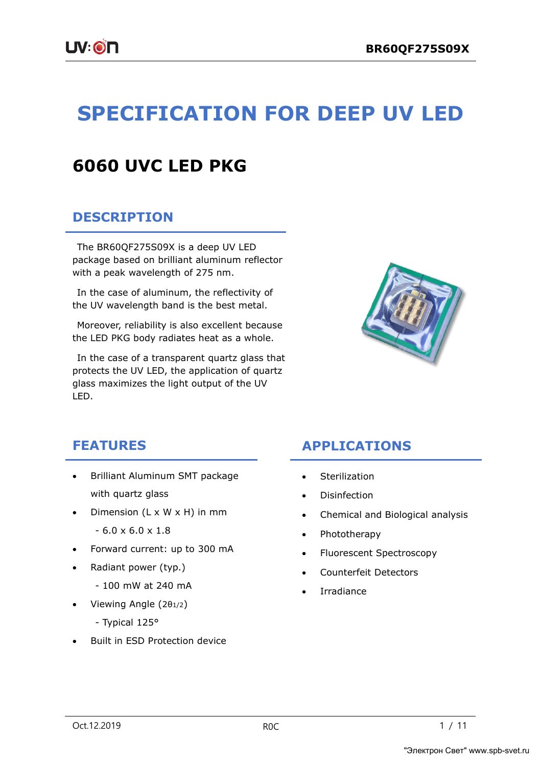# SPECIFICATION FOR DEEP UV LED

## 6060 UVC LED PKG

### DESCRIPTION

The BR60QF275S09X is a deep UV LED package based on brilliant aluminum reflector with a peak wavelength of 275 nm.

In the case of aluminum, the reflectivity of the UV wavelength band is the best metal.

Moreover, reliability is also excellent because the LED PKG body radiates heat as a whole.

In the case of a transparent quartz glass that protects the UV LED, the application of quartz glass maximizes the light output of the UV LED.

### FEATURES

- Brilliant Aluminum SMT package with quartz glass
- Dimension (L x W x H) in mm
  - 6.0 x 6.0 x 1.8
- Forward current: up to 300 mA
- Radiant power (typ.)
  - 100 mW at 240 mA
- Viewing Angle ($2\theta_{1/2}$)
  - Typical 125°
- Built in ESD Protection device

### APPLICATIONS

- Sterilization
- Disinfection
- Chemical and Biological analysis
- Phototherapy
- Fluorescent Spectroscopy
- Counterfeit Detectors
- Irradiance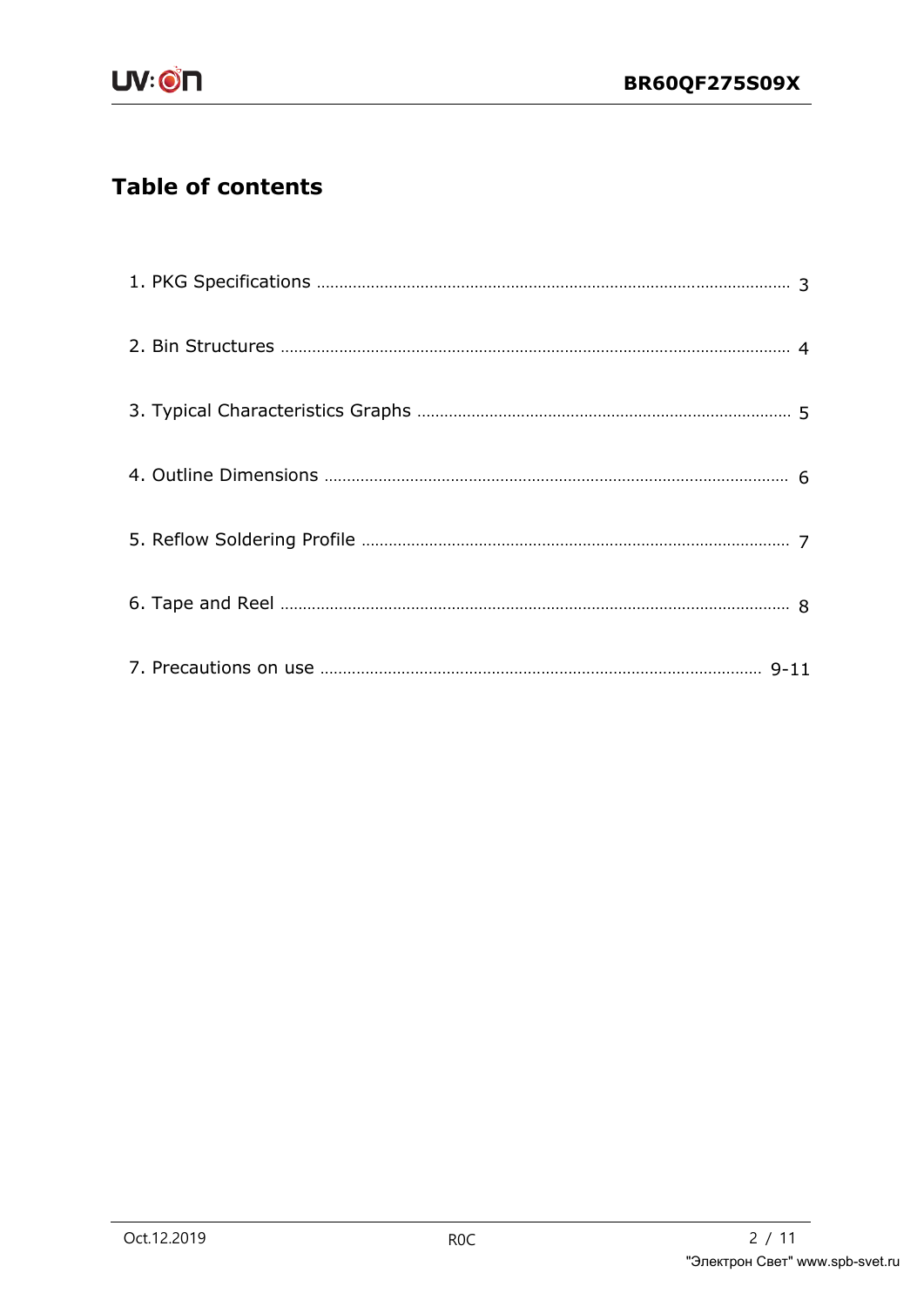# Table of contents

1. PKG Specifications ........................................ 3
2. Bin Structures ........................................ 4
3. Typical Characteristics Graphs ........................................ 5
4. Outline Dimensions ........................................ 6
5. Reflow Soldering Profile ........................................ 7
6. Tape and Reel ........................................ 8
7. Precautions on use ........................................ 9-11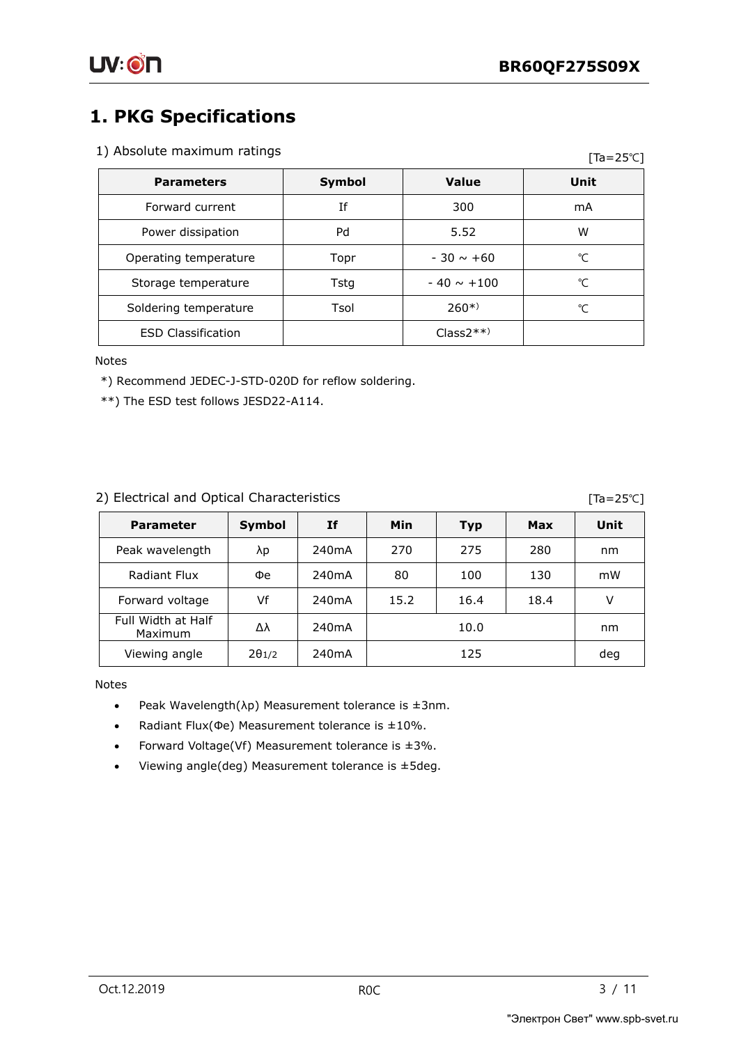# 1. PKG Specifications

## 1) Absolute maximum ratings

[Ta=25℃]

| Parameters | Symbol | Value | Unit |
|---|---|---|---|
| Forward current | If | 300 | mA |
| Power dissipation | Pd | 5.52 | W |
| Operating temperature | Topr | - 30 ~ +60 | ℃ |
| Storage temperature | Tstg | - 40 ~ +100 | ℃ |
| Soldering temperature | Tsol | 260*) | ℃ |
| ESD Classification | | Class2**) | |

Notes

*) Recommend JEDEC-J-STD-020D for reflow soldering.

**) The ESD test follows JESD22-A114.

## 2) Electrical and Optical Characteristics

[Ta=25℃]

| Parameter | Symbol | If | Min | Typ | Max | Unit |
|---|---|---|---|---|---|---|
| Peak wavelength | λp | 240mA | 270 | 275 | 280 | nm |
| Radiant Flux | Φe | 240mA | 80 | 100 | 130 | mW |
| Forward voltage | Vf | 240mA | 15.2 | 16.4 | 18.4 | V |
| Full Width at Half Maximum | Δλ | 240mA | | 10.0 | | nm |
| Viewing angle | $2\theta_{1/2}$ | 240mA | | 125 | | deg |

Notes

- Peak Wavelength(λp) Measurement tolerance is ±3nm.
- Radiant Flux(Φe) Measurement tolerance is ±10%.
- Forward Voltage(Vf) Measurement tolerance is ±3%.
- Viewing angle(deg) Measurement tolerance is ±5deg.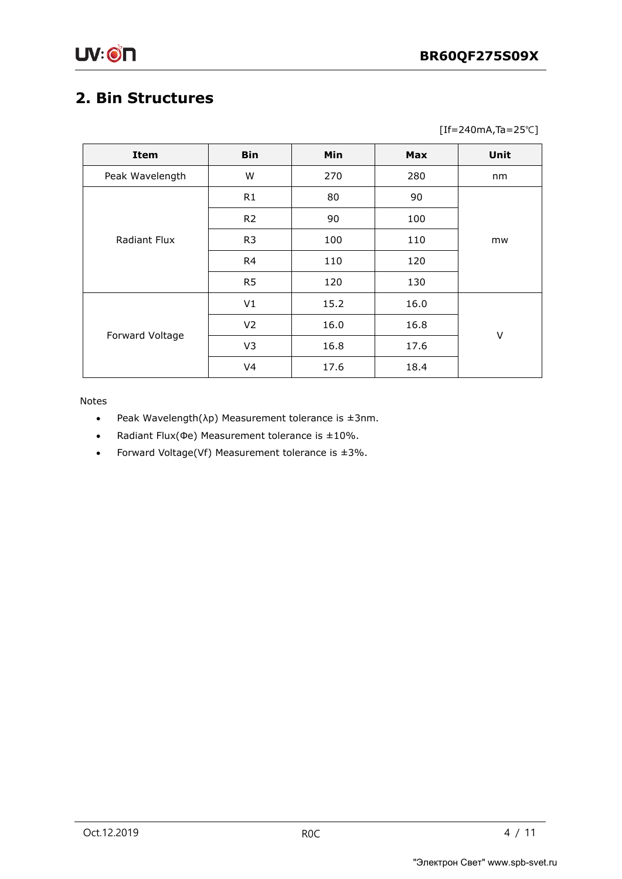## 2. Bin Structures

[If=240mA,Ta=25℃]

| Item | Bin | Min | Max | Unit |
|---|---|---|---|---|
| Peak Wavelength | W | 270 | 280 | nm |
| Radiant Flux | R1 | 80 | 90 | mw |
| | R2 | 90 | 100 | |
| | R3 | 100 | 110 | |
| | R4 | 110 | 120 | |
| | R5 | 120 | 130 | |
| Forward Voltage | V1 | 15.2 | 16.0 | V |
| | V2 | 16.0 | 16.8 | |
| | V3 | 16.8 | 17.6 | |
| | V4 | 17.6 | 18.4 | |

Notes

- Peak Wavelength(λp) Measurement tolerance is ±3nm.
- Radiant Flux(Φe) Measurement tolerance is ±10%.
- Forward Voltage(Vf) Measurement tolerance is ±3%.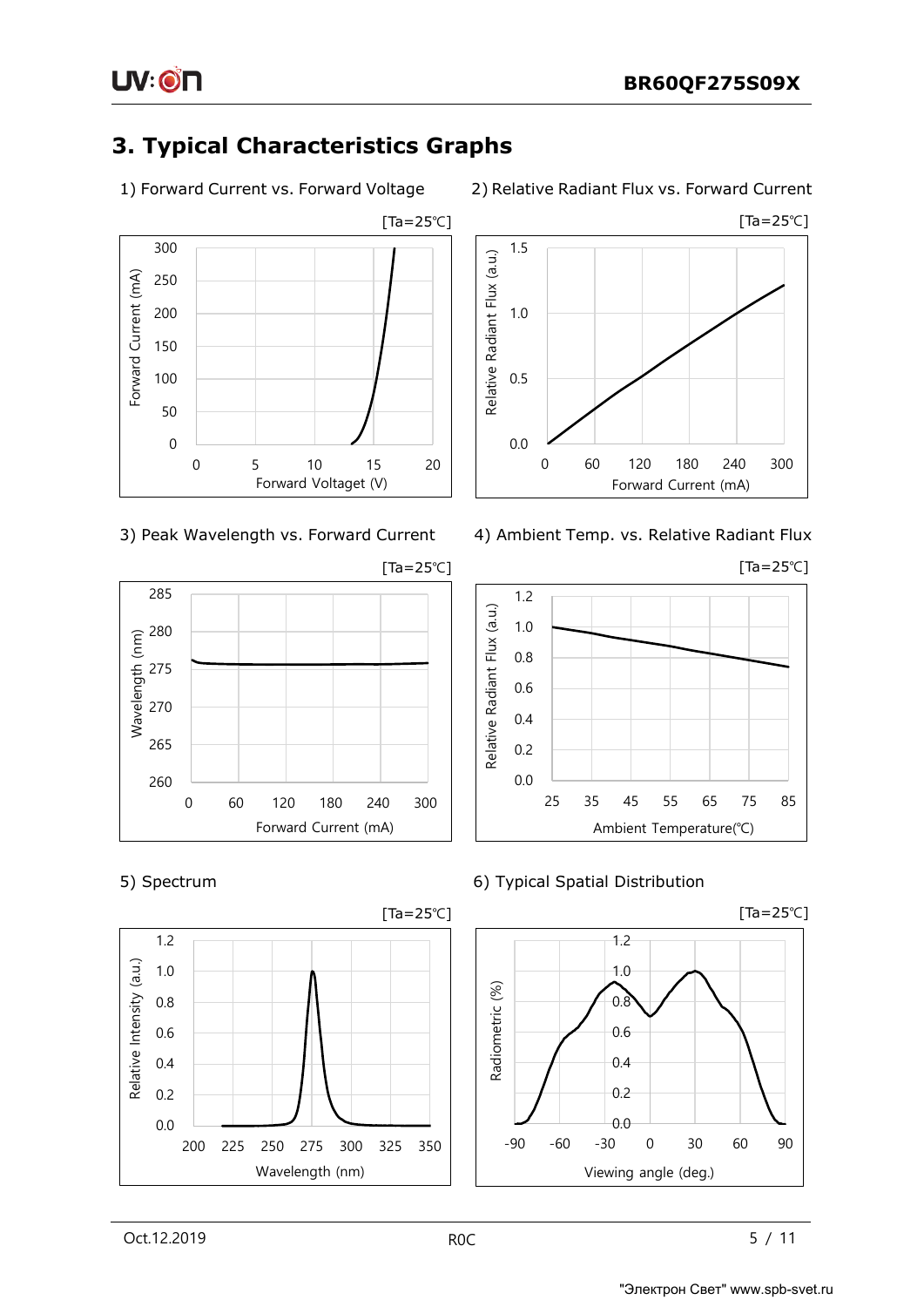# 3. Typical Characteristics Graphs

1) Forward Current vs. Forward Voltage

[Ta=25℃]

Forward Current (mA): 0, 50, 100, 150, 200, 250, 300

Forward Voltaget (V): 0, 5, 10, 15, 20

2) Relative Radiant Flux vs. Forward Current

[Ta=25℃]

Relative Radiant Flux (a.u.): 0.0, 0.5, 1.0, 1.5

Forward Current (mA): 0, 60, 120, 180, 240, 300

3) Peak Wavelength vs. Forward Current

[Ta=25℃]

Wavelength (nm): 260, 265, 270, 275, 280, 285

Forward Current (mA): 0, 60, 120, 180, 240, 300

4) Ambient Temp. vs. Relative Radiant Flux

[Ta=25℃]

Relative Radiant Flux (a.u.): 0.0, 0.2, 0.4, 0.6, 0.8, 1.0, 1.2

Ambient Temperature(℃): 25, 35, 45, 55, 65, 75, 85

5) Spectrum

[Ta=25℃]

Relative Intensity (a.u.): 0.0, 0.2, 0.4, 0.6, 0.8, 1.0, 1.2

Wavelength (nm): 200, 225, 250, 275, 300, 325, 350

6) Typical Spatial Distribution

[Ta=25℃]

Radiometric (%): 0.0, 0.2, 0.4, 0.6, 0.8, 1.0, 1.2

Viewing angle (deg.): -90, -60, -30, 0, 30, 60, 90

Oct.12.2019 R0C

"Электрон Свет" www.spb-svet.ru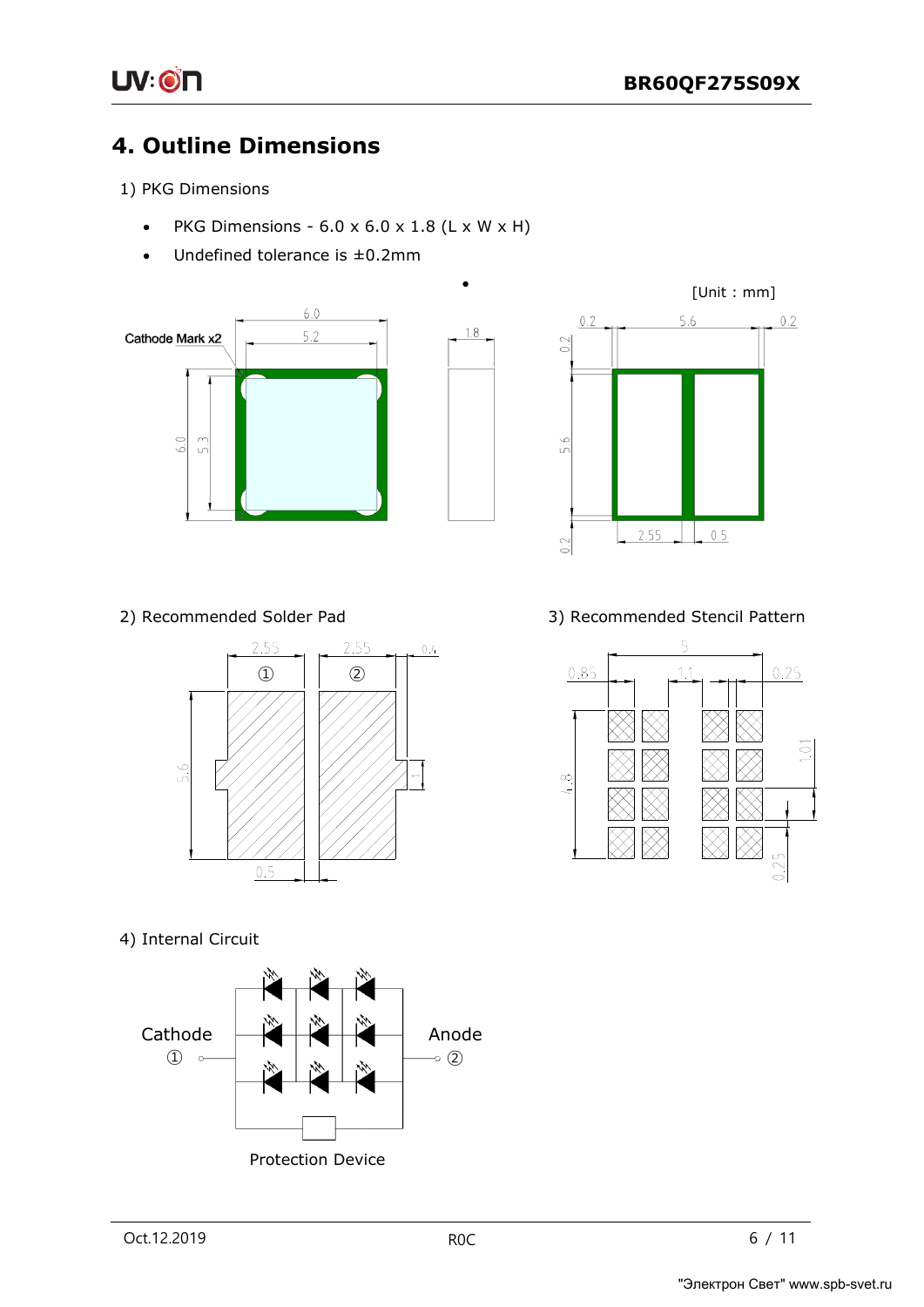# 4. Outline Dimensions

1) PKG Dimensions

- PKG Dimensions - 6.0 x 6.0 x 1.8 (L x W x H)
- Undefined tolerance is ±0.2mm

[Unit : mm]

Cathode Mark x2

6.0
5.2
6.0
5.3
1.8
0.2
5.6
0.2
0.2
5.6
0.2
2.55
0.5

2) Recommended Solder Pad

2.55 2.55 0.4
① ②
5.6
1
0.5

3) Recommended Stencil Pattern

5
0.85 1.1 0.25
4.8
1.01
0.25

4) Internal Circuit

Cathode ①

Anode ②

Protection Device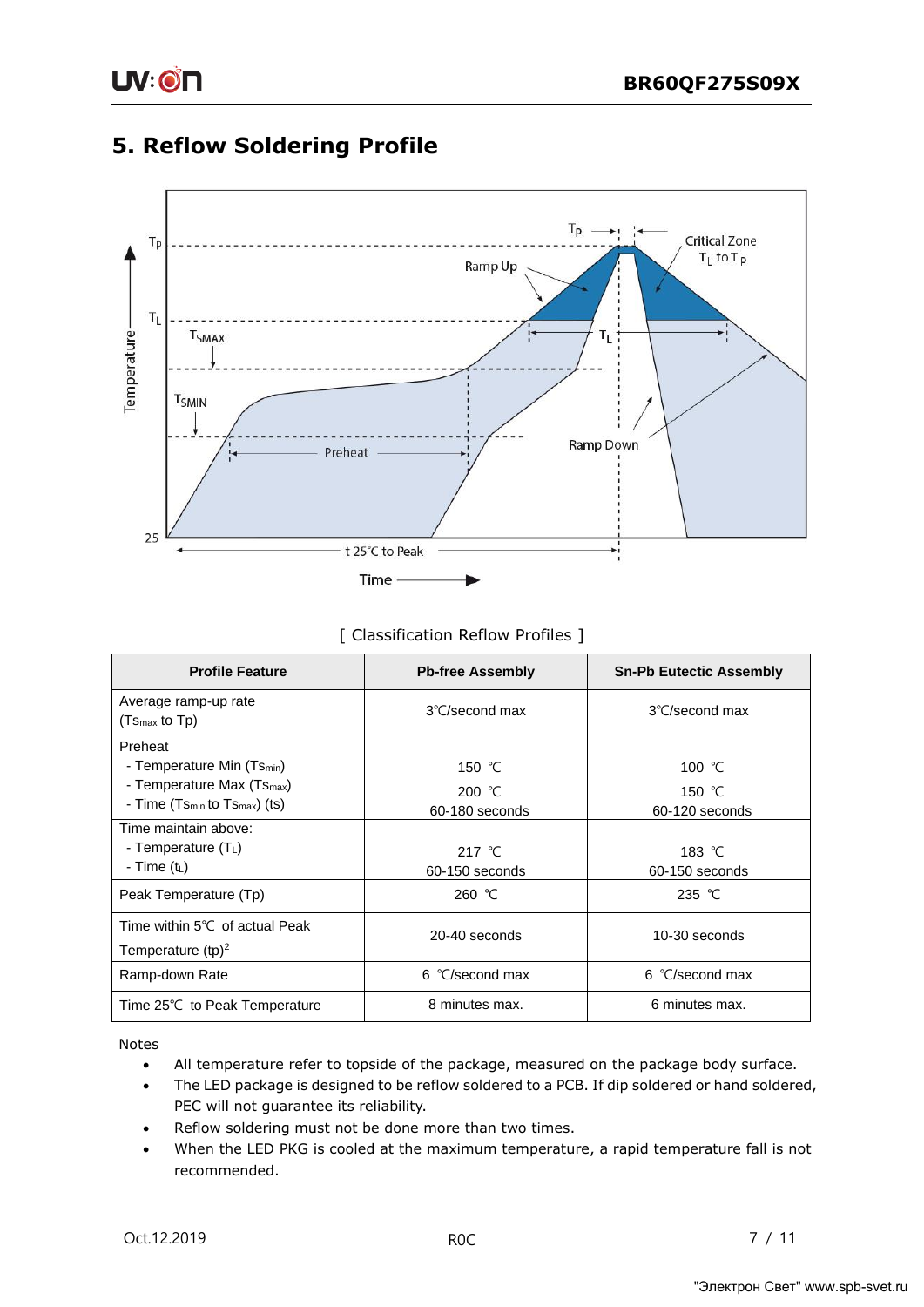# 5. Reflow Soldering Profile

[ Classification Reflow Profiles ]

| Profile Feature | Pb-free Assembly | Sn-Pb Eutectic Assembly |
|---|---|---|
| Average ramp-up rate ($Ts_{max}$ to Tp) | 3℃/second max | 3℃/second max |
| Preheat<br>- Temperature Min ($Ts_{min}$)<br>- Temperature Max ($Ts_{max}$)<br>- Time ($Ts_{min}$ to $Ts_{max}$) (ts) | 150 ℃<br>200 ℃<br>60-180 seconds | 100 ℃<br>150 ℃<br>60-120 seconds |
| Time maintain above:<br>- Temperature ($T_L$)<br>- Time ($t_L$) | 217 ℃<br>60-150 seconds | 183 ℃<br>60-150 seconds |
| Peak Temperature (Tp) | 260 ℃ | 235 ℃ |
| Time within 5℃ of actual Peak Temperature (tp)[2] | 20-40 seconds | 10-30 seconds |
| Ramp-down Rate | 6 ℃/second max | 6 ℃/second max |
| Time 25℃ to Peak Temperature | 8 minutes max. | 6 minutes max. |

Notes

- All temperature refer to topside of the package, measured on the package body surface.
- The LED package is designed to be reflow soldered to a PCB. If dip soldered or hand soldered, PEC will not guarantee its reliability.
- Reflow soldering must not be done more than two times.
- When the LED PKG is cooled at the maximum temperature, a rapid temperature fall is not recommended.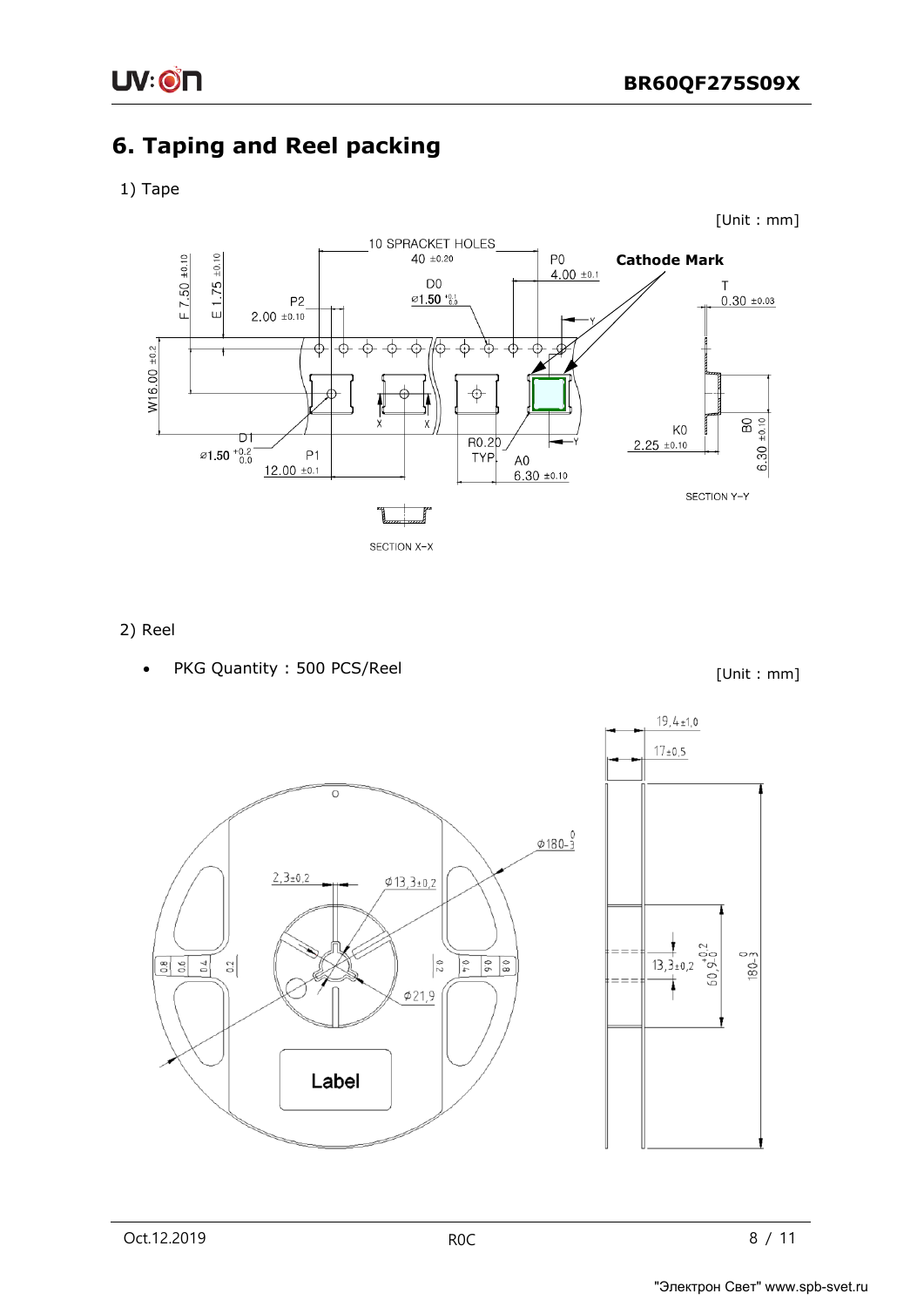# 6. Taping and Reel packing

1) Tape

[Unit : mm]

10 SPRACKET HOLES
40 ±0.20

P0
4.00 ±0.1

Cathode Mark

D0
ø1.50 +0.1/0.0

T
0.30 ±0.03

F 7.50 ±0.10

E 1.75 ±0.10

P2
2.00 ±0.10

W16.00 ±0.2

D1
ø1.50 +0.2/0.0

P1
12.00 ±0.1

R0.20 TYP

A0
6.30 ±0.10

K0
2.25 ±0.10

B0
6.30 ±0.10

SECTION Y–Y

SECTION X–X

2) Reel

- PKG Quantity : 500 PCS/Reel

[Unit : mm]

19,4±1,0

17±0,5

Φ180-3/0

2,3±0,2

Φ13,3±0,2

Φ21,9

13,3±0,2

60,9+0,2/-0

180-3/0

Label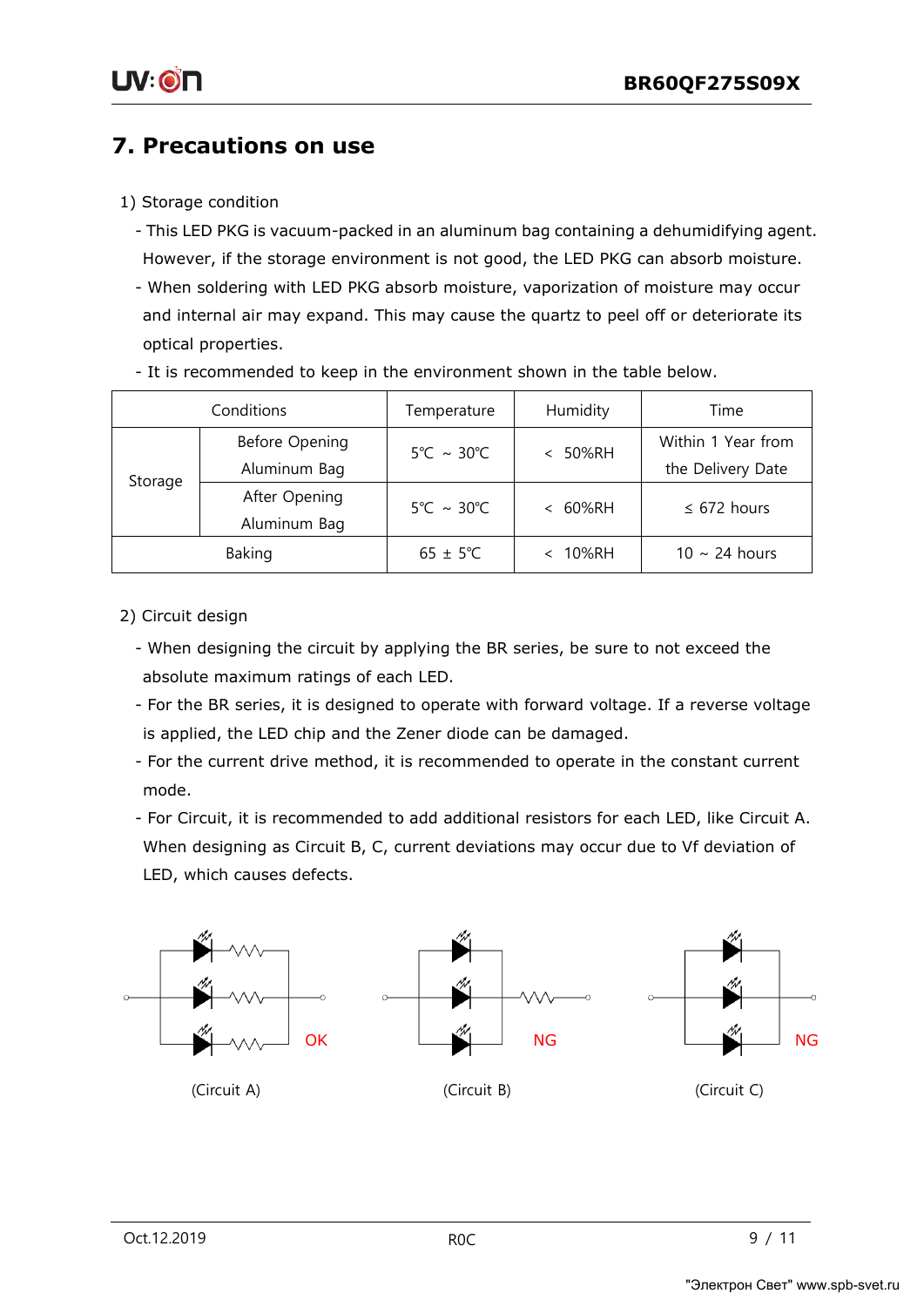# 7. Precautions on use

1) Storage condition

- This LED PKG is vacuum-packed in an aluminum bag containing a dehumidifying agent. However, if the storage environment is not good, the LED PKG can absorb moisture.
- When soldering with LED PKG absorb moisture, vaporization of moisture may occur and internal air may expand. This may cause the quartz to peel off or deteriorate its optical properties.
- It is recommended to keep in the environment shown in the table below.

| Conditions | | Temperature | Humidity | Time |
|---|---|---|---|---|
| Storage | Before Opening Aluminum Bag | 5℃ ~ 30℃ | < 50%RH | Within 1 Year from the Delivery Date |
| | After Opening Aluminum Bag | 5℃ ~ 30℃ | < 60%RH | ≤ 672 hours |
| Baking | | 65 ± 5℃ | < 10%RH | 10 ~ 24 hours |

2) Circuit design

- When designing the circuit by applying the BR series, be sure to not exceed the absolute maximum ratings of each LED.
- For the BR series, it is designed to operate with forward voltage. If a reverse voltage is applied, the LED chip and the Zener diode can be damaged.
- For the current drive method, it is recommended to operate in the constant current mode.
- For Circuit, it is recommended to add additional resistors for each LED, like Circuit A. When designing as Circuit B, C, current deviations may occur due to Vf deviation of LED, which causes defects.

OK

(Circuit A)

NG

(Circuit B)

NG

(Circuit C)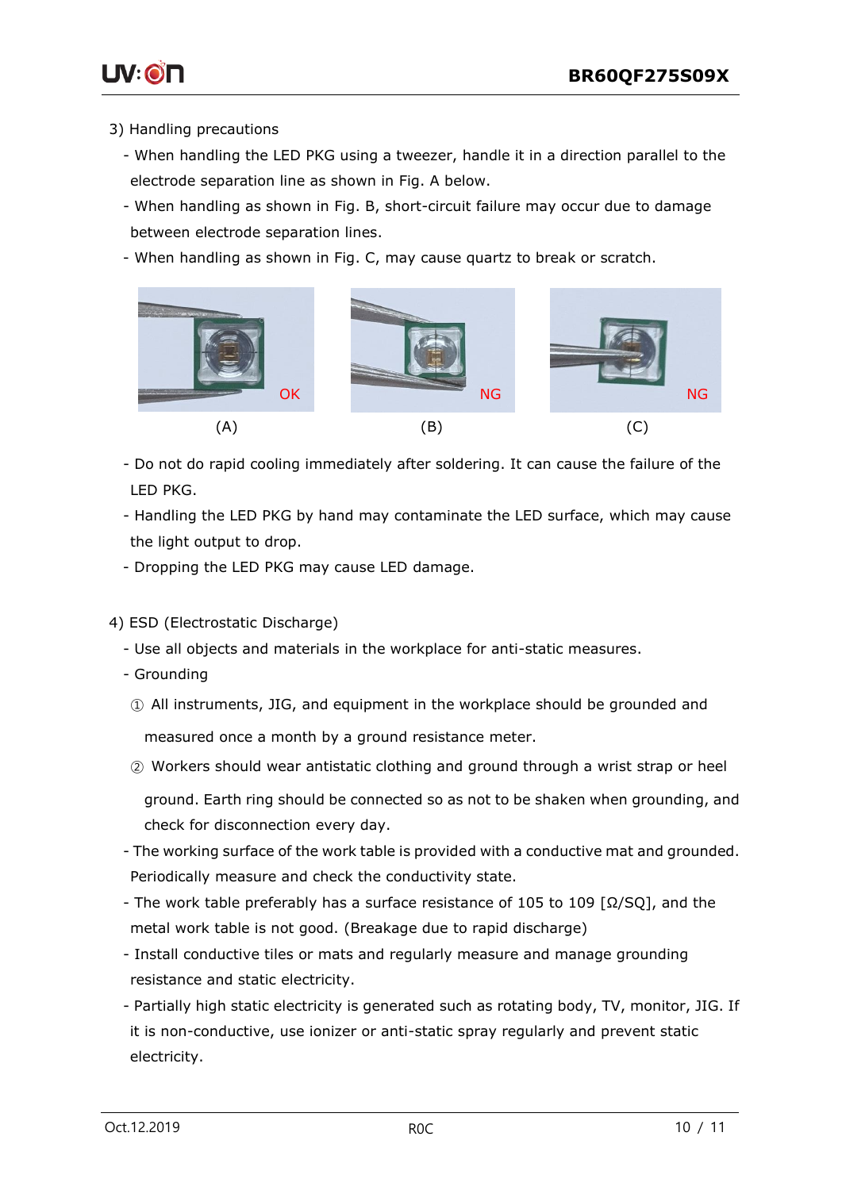3) Handling precautions

- When handling the LED PKG using a tweezer, handle it in a direction parallel to the electrode separation line as shown in Fig. A below.
- When handling as shown in Fig. B, short-circuit failure may occur due to damage between electrode separation lines.
- When handling as shown in Fig. C, may cause quartz to break or scratch.

OK (A) NG (B) NG (C)

- Do not do rapid cooling immediately after soldering. It can cause the failure of the LED PKG.
- Handling the LED PKG by hand may contaminate the LED surface, which may cause the light output to drop.
- Dropping the LED PKG may cause LED damage.

4) ESD (Electrostatic Discharge)

- Use all objects and materials in the workplace for anti-static measures.
- Grounding
  ① All instruments, JIG, and equipment in the workplace should be grounded and measured once a month by a ground resistance meter.
  ② Workers should wear antistatic clothing and ground through a wrist strap or heel ground. Earth ring should be connected so as not to be shaken when grounding, and check for disconnection every day.
- The working surface of the work table is provided with a conductive mat and grounded. Periodically measure and check the conductivity state.
- The work table preferably has a surface resistance of 105 to 109 [Ω/SQ], and the metal work table is not good. (Breakage due to rapid discharge)
- Install conductive tiles or mats and regularly measure and manage grounding resistance and static electricity.
- Partially high static electricity is generated such as rotating body, TV, monitor, JIG. If it is non-conductive, use ionizer or anti-static spray regularly and prevent static electricity.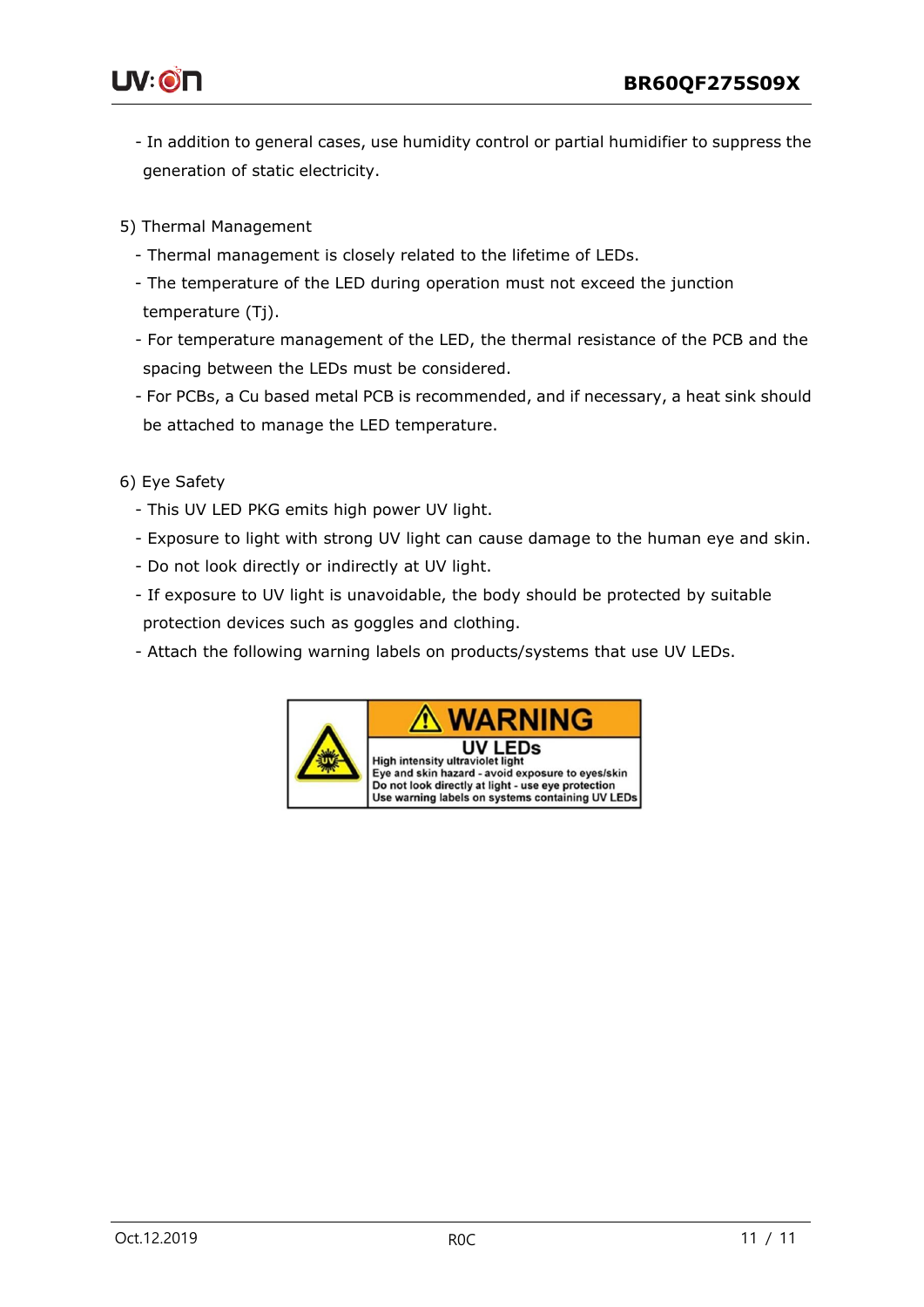- In addition to general cases, use humidity control or partial humidifier to suppress the generation of static electricity.

5) Thermal Management

- Thermal management is closely related to the lifetime of LEDs.
- The temperature of the LED during operation must not exceed the junction temperature (Tj).
- For temperature management of the LED, the thermal resistance of the PCB and the spacing between the LEDs must be considered.
- For PCBs, a Cu based metal PCB is recommended, and if necessary, a heat sink should be attached to manage the LED temperature.

6) Eye Safety

- This UV LED PKG emits high power UV light.
- Exposure to light with strong UV light can cause damage to the human eye and skin.
- Do not look directly or indirectly at UV light.
- If exposure to UV light is unavoidable, the body should be protected by suitable protection devices such as goggles and clothing.
- Attach the following warning labels on products/systems that use UV LEDs.

**WARNING**

**UV LEDs**

High intensity ultraviolet light
Eye and skin hazard - avoid exposure to eyes/skin
Do not look directly at light - use eye protection
Use warning labels on systems containing UV LEDs